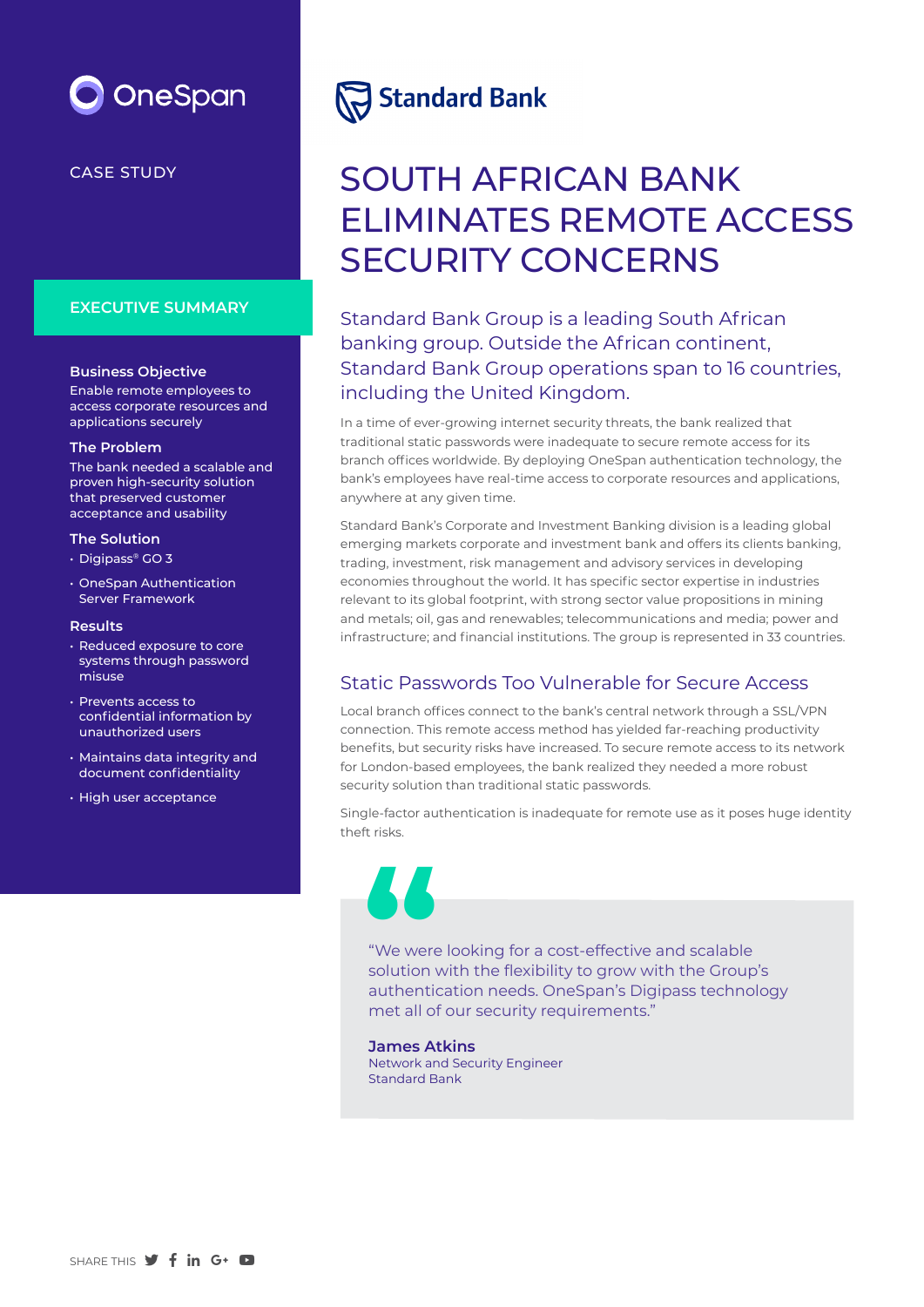OneSpan

CASE STUDY

Standard Bank

# SOUTH AFRICAN BANK ELIMINATES REMOTE ACCESS SECURITY CONCERNS

## EXECUTIVE SUMMARY

**Business Objective**
Enable remote employees to access corporate resources and applications securely

**The Problem**
The bank needed a scalable and proven high-security solution that preserved customer acceptance and usability

**The Solution**

- Digipass® GO 3
- OneSpan Authentication Server Framework

**Results**

- Reduced exposure to core systems through password misuse
- Prevents access to confidential information by unauthorized users
- Maintains data integrity and document confidentiality
- High user acceptance

Standard Bank Group is a leading South African banking group. Outside the African continent, Standard Bank Group operations span to 16 countries, including the United Kingdom.

In a time of ever-growing internet security threats, the bank realized that traditional static passwords were inadequate to secure remote access for its branch offices worldwide. By deploying OneSpan authentication technology, the bank's employees have real-time access to corporate resources and applications, anywhere at any given time.

Standard Bank's Corporate and Investment Banking division is a leading global emerging markets corporate and investment bank and offers its clients banking, trading, investment, risk management and advisory services in developing economies throughout the world. It has specific sector expertise in industries relevant to its global footprint, with strong sector value propositions in mining and metals; oil, gas and renewables; telecommunications and media; power and infrastructure; and financial institutions. The group is represented in 33 countries.

## Static Passwords Too Vulnerable for Secure Access

Local branch offices connect to the bank's central network through a SSL/VPN connection. This remote access method has yielded far-reaching productivity benefits, but security risks have increased. To secure remote access to its network for London-based employees, the bank realized they needed a more robust security solution than traditional static passwords.

Single-factor authentication is inadequate for remote use as it poses huge identity theft risks.

> "We were looking for a cost-effective and scalable solution with the flexibility to grow with the Group's authentication needs. OneSpan's Digipass technology met all of our security requirements."
>
> **James Atkins**
> Network and Security Engineer
> Standard Bank

SHARE THIS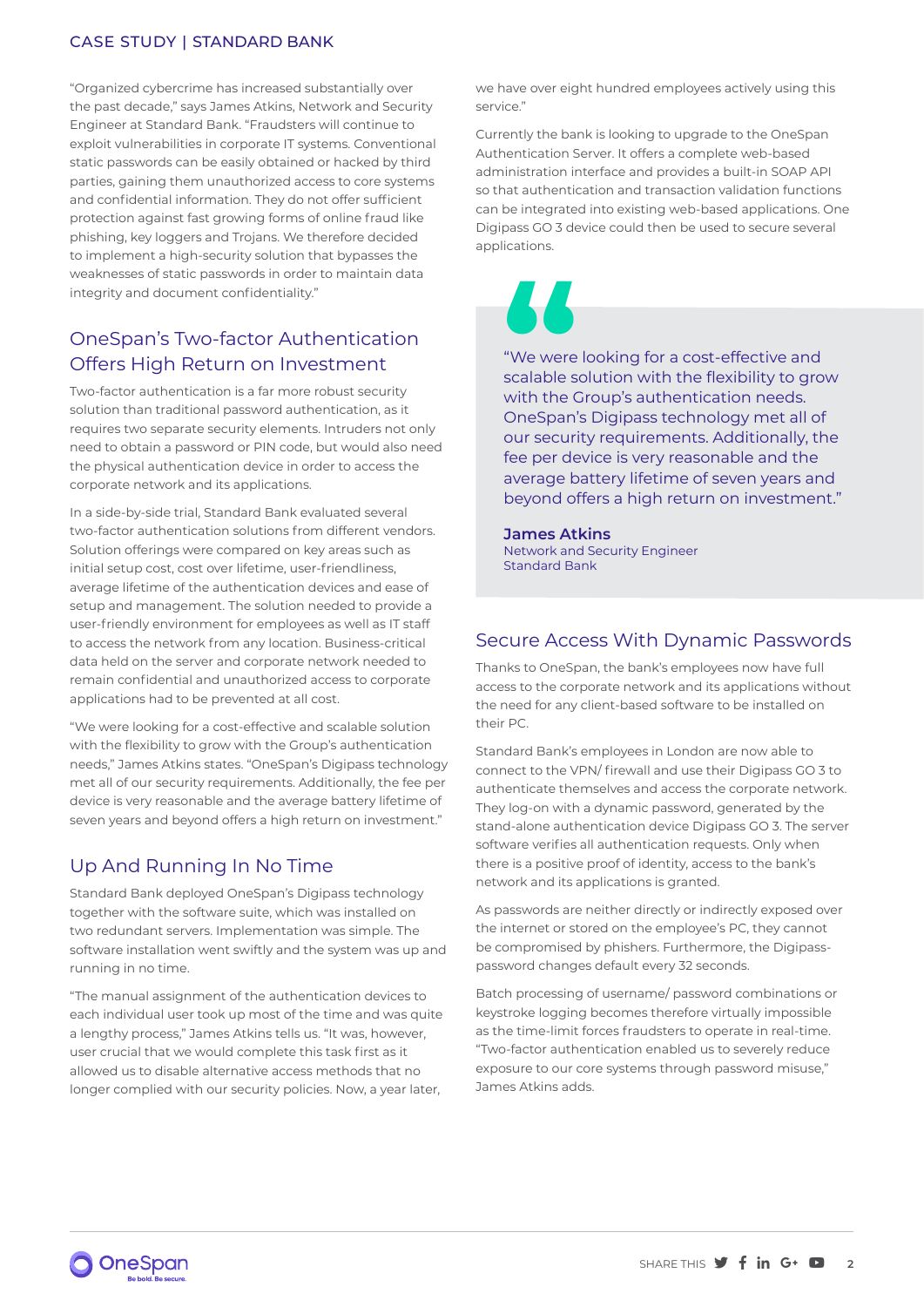"Organized cybercrime has increased substantially over the past decade," says James Atkins, Network and Security Engineer at Standard Bank. "Fraudsters will continue to exploit vulnerabilities in corporate IT systems. Conventional static passwords can be easily obtained or hacked by third parties, gaining them unauthorized access to core systems and confidential information. They do not offer sufficient protection against fast growing forms of online fraud like phishing, key loggers and Trojans. We therefore decided to implement a high-security solution that bypasses the weaknesses of static passwords in order to maintain data integrity and document confidentiality."

## OneSpan's Two-factor Authentication Offers High Return on Investment

Two-factor authentication is a far more robust security solution than traditional password authentication, as it requires two separate security elements. Intruders not only need to obtain a password or PIN code, but would also need the physical authentication device in order to access the corporate network and its applications.

In a side-by-side trial, Standard Bank evaluated several two-factor authentication solutions from different vendors. Solution offerings were compared on key areas such as initial setup cost, cost over lifetime, user-friendliness, average lifetime of the authentication devices and ease of setup and management. The solution needed to provide a user-friendly environment for employees as well as IT staff to access the network from any location. Business-critical data held on the server and corporate network needed to remain confidential and unauthorized access to corporate applications had to be prevented at all cost.

"We were looking for a cost-effective and scalable solution with the flexibility to grow with the Group's authentication needs," James Atkins states. "OneSpan's Digipass technology met all of our security requirements. Additionally, the fee per device is very reasonable and the average battery lifetime of seven years and beyond offers a high return on investment."

## Up And Running In No Time

Standard Bank deployed OneSpan's Digipass technology together with the software suite, which was installed on two redundant servers. Implementation was simple. The software installation went swiftly and the system was up and running in no time.

"The manual assignment of the authentication devices to each individual user took up most of the time and was quite a lengthy process," James Atkins tells us. "It was, however, user crucial that we would complete this task first as it allowed us to disable alternative access methods that no longer complied with our security policies. Now, a year later, we have over eight hundred employees actively using this service."

Currently the bank is looking to upgrade to the OneSpan Authentication Server. It offers a complete web-based administration interface and provides a built-in SOAP API so that authentication and transaction validation functions can be integrated into existing web-based applications. One Digipass GO 3 device could then be used to secure several applications.

> "We were looking for a cost-effective and scalable solution with the flexibility to grow with the Group's authentication needs. OneSpan's Digipass technology met all of our security requirements. Additionally, the fee per device is very reasonable and the average battery lifetime of seven years and beyond offers a high return on investment."
>
> **James Atkins**
> Network and Security Engineer
> Standard Bank

## Secure Access With Dynamic Passwords

Thanks to OneSpan, the bank's employees now have full access to the corporate network and its applications without the need for any client-based software to be installed on their PC.

Standard Bank's employees in London are now able to connect to the VPN/ firewall and use their Digipass GO 3 to authenticate themselves and access the corporate network. They log-on with a dynamic password, generated by the stand-alone authentication device Digipass GO 3. The server software verifies all authentication requests. Only when there is a positive proof of identity, access to the bank's network and its applications is granted.

As passwords are neither directly or indirectly exposed over the internet or stored on the employee's PC, they cannot be compromised by phishers. Furthermore, the Digipass-password changes default every 32 seconds.

Batch processing of username/ password combinations or keystroke logging becomes therefore virtually impossible as the time-limit forces fraudsters to operate in real-time. "Two-factor authentication enabled us to severely reduce exposure to our core systems through password misuse," James Atkins adds.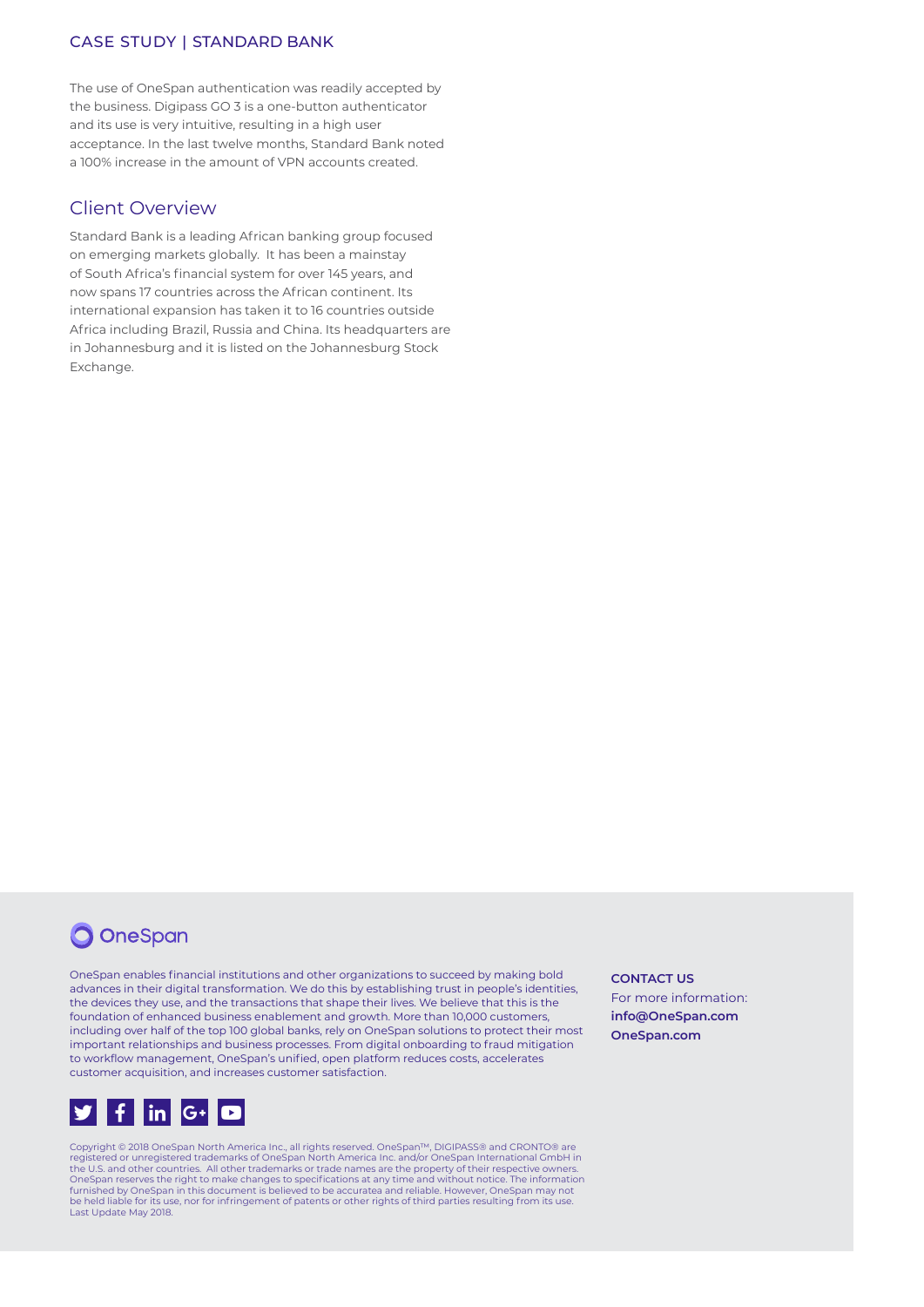The use of OneSpan authentication was readily accepted by the business. Digipass GO 3 is a one-button authenticator and its use is very intuitive, resulting in a high user acceptance. In the last twelve months, Standard Bank noted a 100% increase in the amount of VPN accounts created.

## Client Overview

Standard Bank is a leading African banking group focused on emerging markets globally. It has been a mainstay of South Africa's financial system for over 145 years, and now spans 17 countries across the African continent. Its international expansion has taken it to 16 countries outside Africa including Brazil, Russia and China. Its headquarters are in Johannesburg and it is listed on the Johannesburg Stock Exchange.

OneSpan

OneSpan enables financial institutions and other organizations to succeed by making bold advances in their digital transformation. We do this by establishing trust in people's identities, the devices they use, and the transactions that shape their lives. We believe that this is the foundation of enhanced business enablement and growth. More than 10,000 customers, including over half of the top 100 global banks, rely on OneSpan solutions to protect their most important relationships and business processes. From digital onboarding to fraud mitigation to workflow management, OneSpan's unified, open platform reduces costs, accelerates customer acquisition, and increases customer satisfaction.

**CONTACT US**

For more information:
**info@OneSpan.com**
**OneSpan.com**

Copyright © 2018 OneSpan North America Inc., all rights reserved. OneSpan™, DIGIPASS® and CRONTO® are registered or unregistered trademarks of OneSpan North America Inc. and/or OneSpan International GmbH in the U.S. and other countries. All other trademarks or trade names are the property of their respective owners. OneSpan reserves the right to make changes to specifications at any time and without notice. The information furnished by OneSpan in this document is believed to be accuratea and reliable. However, OneSpan may not be held liable for its use, nor for infringement of patents or other rights of third parties resulting from its use. Last Update May 2018.